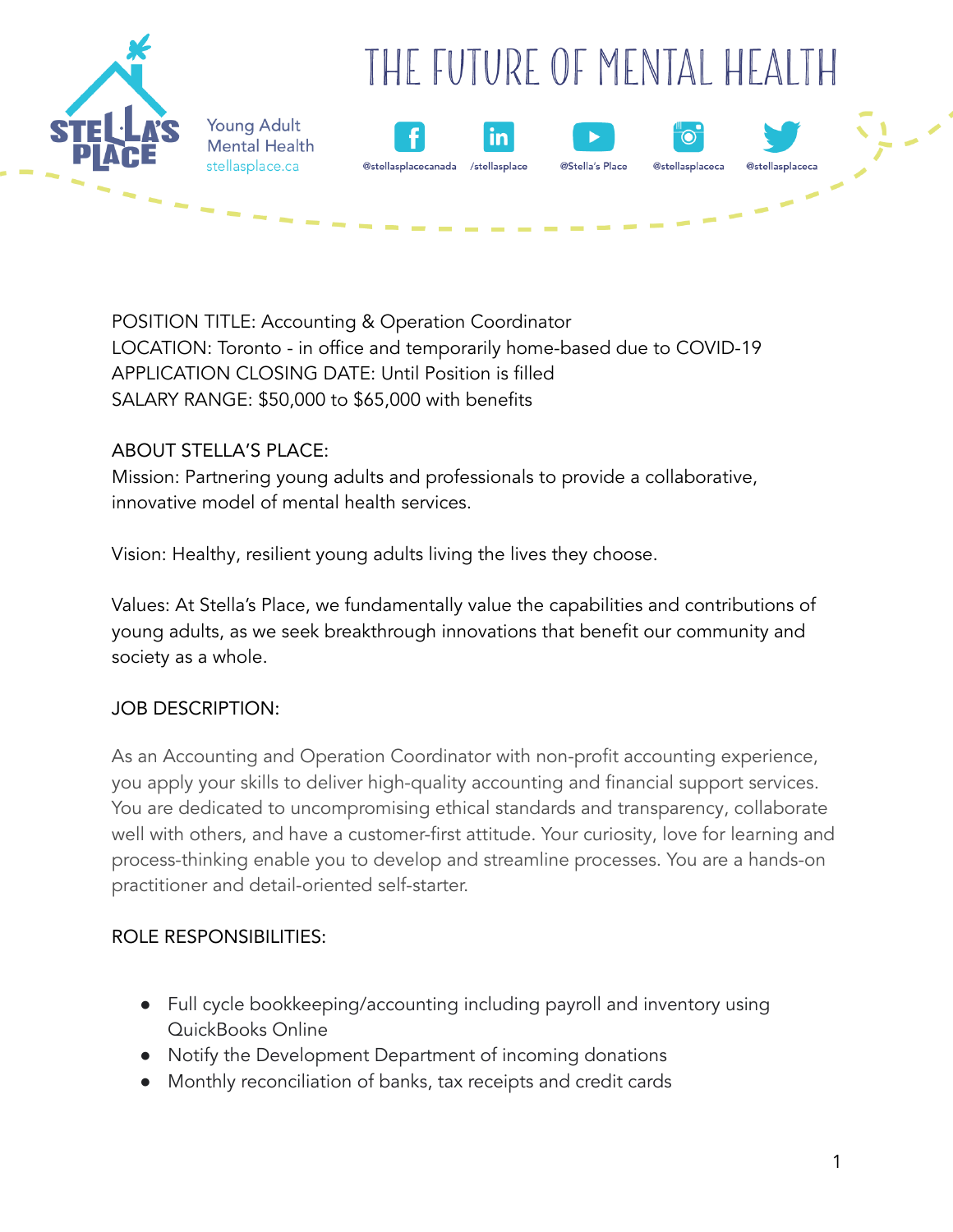# THE FUTURE OF MENTAL HEALTH

Young Adult Mental Health
stellasplace.ca

@stellasplacecanada /stellasplace @Stella's Place @stellasplaceca @stellasplaceca

POSITION TITLE: Accounting & Operation Coordinator
LOCATION: Toronto - in office and temporarily home-based due to COVID-19
APPLICATION CLOSING DATE: Until Position is filled
SALARY RANGE: $50,000 to $65,000 with benefits

ABOUT STELLA'S PLACE:
Mission: Partnering young adults and professionals to provide a collaborative, innovative model of mental health services.

Vision: Healthy, resilient young adults living the lives they choose.

Values: At Stella's Place, we fundamentally value the capabilities and contributions of young adults, as we seek breakthrough innovations that benefit our community and society as a whole.

JOB DESCRIPTION:

As an Accounting and Operation Coordinator with non-profit accounting experience, you apply your skills to deliver high-quality accounting and financial support services. You are dedicated to uncompromising ethical standards and transparency, collaborate well with others, and have a customer-first attitude. Your curiosity, love for learning and process-thinking enable you to develop and streamline processes. You are a hands-on practitioner and detail-oriented self-starter.

ROLE RESPONSIBILITIES:

- Full cycle bookkeeping/accounting including payroll and inventory using QuickBooks Online
- Notify the Development Department of incoming donations
- Monthly reconciliation of banks, tax receipts and credit cards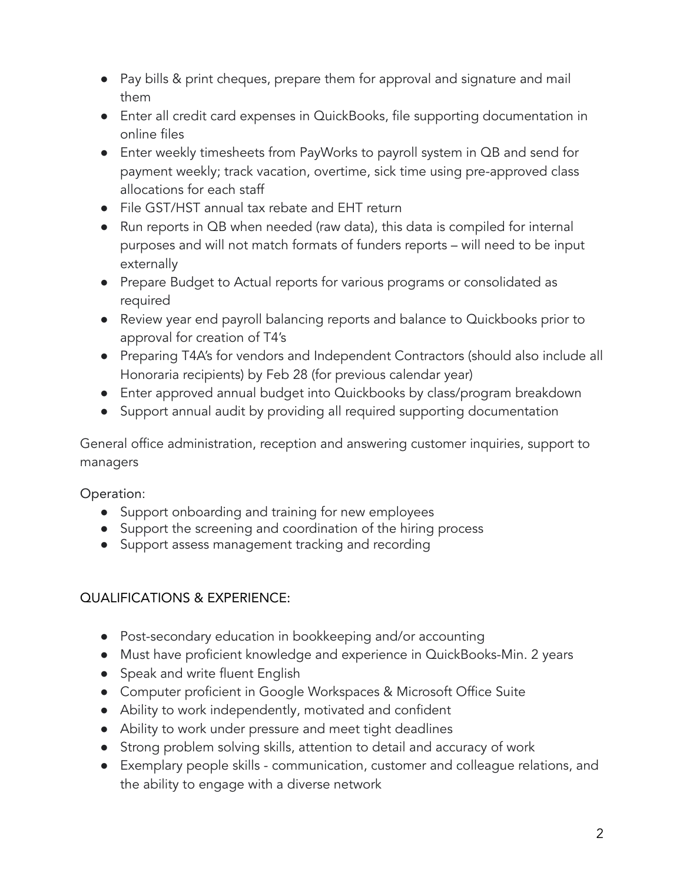- Pay bills & print cheques, prepare them for approval and signature and mail them
- Enter all credit card expenses in QuickBooks, file supporting documentation in online files
- Enter weekly timesheets from PayWorks to payroll system in QB and send for payment weekly; track vacation, overtime, sick time using pre-approved class allocations for each staff
- File GST/HST annual tax rebate and EHT return
- Run reports in QB when needed (raw data), this data is compiled for internal purposes and will not match formats of funders reports – will need to be input externally
- Prepare Budget to Actual reports for various programs or consolidated as required
- Review year end payroll balancing reports and balance to Quickbooks prior to approval for creation of T4's
- Preparing T4A's for vendors and Independent Contractors (should also include all Honoraria recipients) by Feb 28 (for previous calendar year)
- Enter approved annual budget into Quickbooks by class/program breakdown
- Support annual audit by providing all required supporting documentation

General office administration, reception and answering customer inquiries, support to managers

Operation:

- Support onboarding and training for new employees
- Support the screening and coordination of the hiring process
- Support assess management tracking and recording

QUALIFICATIONS & EXPERIENCE:

- Post-secondary education in bookkeeping and/or accounting
- Must have proficient knowledge and experience in QuickBooks-Min. 2 years
- Speak and write fluent English
- Computer proficient in Google Workspaces & Microsoft Office Suite
- Ability to work independently, motivated and confident
- Ability to work under pressure and meet tight deadlines
- Strong problem solving skills, attention to detail and accuracy of work
- Exemplary people skills - communication, customer and colleague relations, and the ability to engage with a diverse network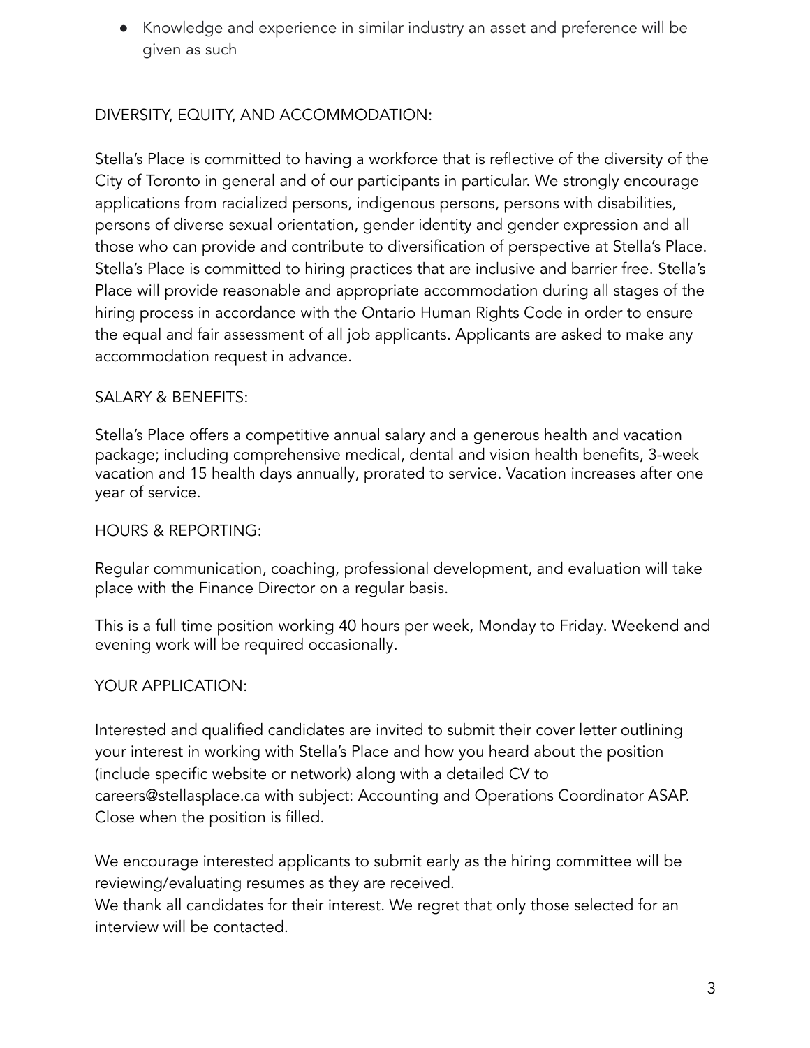- Knowledge and experience in similar industry an asset and preference will be given as such

## DIVERSITY, EQUITY, AND ACCOMMODATION:

Stella's Place is committed to having a workforce that is reflective of the diversity of the City of Toronto in general and of our participants in particular. We strongly encourage applications from racialized persons, indigenous persons, persons with disabilities, persons of diverse sexual orientation, gender identity and gender expression and all those who can provide and contribute to diversification of perspective at Stella's Place. Stella's Place is committed to hiring practices that are inclusive and barrier free. Stella's Place will provide reasonable and appropriate accommodation during all stages of the hiring process in accordance with the Ontario Human Rights Code in order to ensure the equal and fair assessment of all job applicants. Applicants are asked to make any accommodation request in advance.

## SALARY & BENEFITS:

Stella's Place offers a competitive annual salary and a generous health and vacation package; including comprehensive medical, dental and vision health benefits, 3-week vacation and 15 health days annually, prorated to service. Vacation increases after one year of service.

## HOURS & REPORTING:

Regular communication, coaching, professional development, and evaluation will take place with the Finance Director on a regular basis.

This is a full time position working 40 hours per week, Monday to Friday. Weekend and evening work will be required occasionally.

## YOUR APPLICATION:

Interested and qualified candidates are invited to submit their cover letter outlining your interest in working with Stella's Place and how you heard about the position (include specific website or network) along with a detailed CV to careers@stellasplace.ca with subject: Accounting and Operations Coordinator ASAP. Close when the position is filled.

We encourage interested applicants to submit early as the hiring committee will be reviewing/evaluating resumes as they are received.
We thank all candidates for their interest. We regret that only those selected for an interview will be contacted.